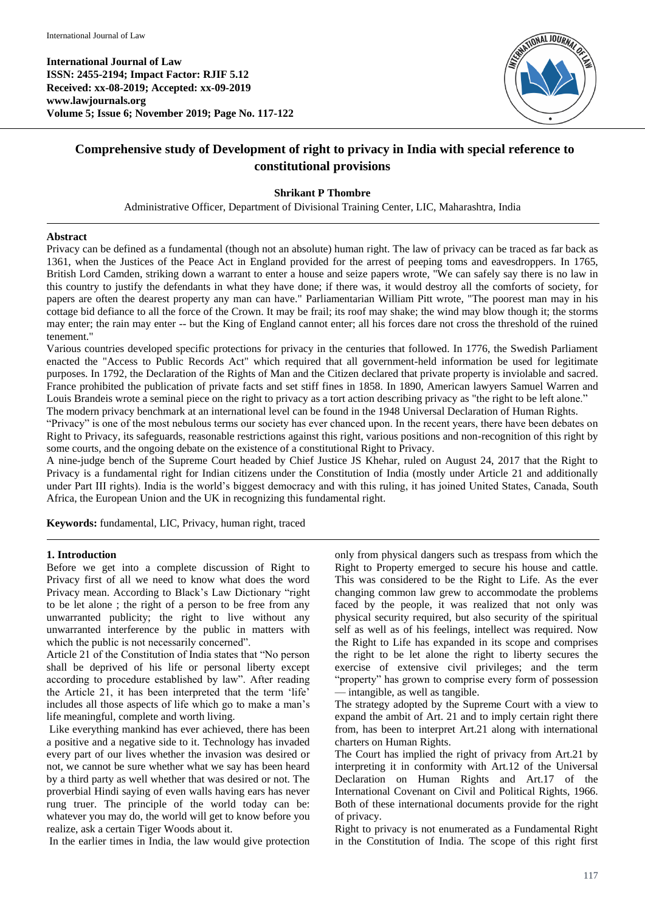**International Journal of Law**
**ISSN: 2455-2194; Impact Factor: RJIF 5.12**
**Received: xx-08-2019; Accepted: xx-09-2019**
**www.lawjournals.org**
**Volume 5; Issue 6; November 2019; Page No. 117-122**

# Comprehensive study of Development of right to privacy in India with special reference to constitutional provisions

**Shrikant P Thombre**

Administrative Officer, Department of Divisional Training Center, LIC, Maharashtra, India

## Abstract

Privacy can be defined as a fundamental (though not an absolute) human right. The law of privacy can be traced as far back as 1361, when the Justices of the Peace Act in England provided for the arrest of peeping toms and eavesdroppers. In 1765, British Lord Camden, striking down a warrant to enter a house and seize papers wrote, "We can safely say there is no law in this country to justify the defendants in what they have done; if there was, it would destroy all the comforts of society, for papers are often the dearest property any man can have." Parliamentarian William Pitt wrote, "The poorest man may in his cottage bid defiance to all the force of the Crown. It may be frail; its roof may shake; the wind may blow though it; the storms may enter; the rain may enter -- but the King of England cannot enter; all his forces dare not cross the threshold of the ruined tenement."

Various countries developed specific protections for privacy in the centuries that followed. In 1776, the Swedish Parliament enacted the "Access to Public Records Act" which required that all government-held information be used for legitimate purposes. In 1792, the Declaration of the Rights of Man and the Citizen declared that private property is inviolable and sacred. France prohibited the publication of private facts and set stiff fines in 1858. In 1890, American lawyers Samuel Warren and Louis Brandeis wrote a seminal piece on the right to privacy as a tort action describing privacy as "the right to be left alone."

The modern privacy benchmark at an international level can be found in the 1948 Universal Declaration of Human Rights.

"Privacy" is one of the most nebulous terms our society has ever chanced upon. In the recent years, there have been debates on Right to Privacy, its safeguards, reasonable restrictions against this right, various positions and non-recognition of this right by some courts, and the ongoing debate on the existence of a constitutional Right to Privacy.

A nine-judge bench of the Supreme Court headed by Chief Justice JS Khehar, ruled on August 24, 2017 that the Right to Privacy is a fundamental right for Indian citizens under the Constitution of India (mostly under Article 21 and additionally under Part III rights). India is the world's biggest democracy and with this ruling, it has joined United States, Canada, South Africa, the European Union and the UK in recognizing this fundamental right.

**Keywords:** fundamental, LIC, Privacy, human right, traced

## 1. Introduction

Before we get into a complete discussion of Right to Privacy first of all we need to know what does the word Privacy mean. According to Black's Law Dictionary "right to be let alone ; the right of a person to be free from any unwarranted publicity; the right to live without any unwarranted interference by the public in matters with which the public is not necessarily concerned".

Article 21 of the Constitution of India states that "No person shall be deprived of his life or personal liberty except according to procedure established by law". After reading the Article 21, it has been interpreted that the term 'life' includes all those aspects of life which go to make a man's life meaningful, complete and worth living.

Like everything mankind has ever achieved, there has been a positive and a negative side to it. Technology has invaded every part of our lives whether the invasion was desired or not, we cannot be sure whether what we say has been heard by a third party as well whether that was desired or not. The proverbial Hindi saying of even walls having ears has never rung truer. The principle of the world today can be: whatever you may do, the world will get to know before you realize, ask a certain Tiger Woods about it.

In the earlier times in India, the law would give protection only from physical dangers such as trespass from which the Right to Property emerged to secure his house and cattle. This was considered to be the Right to Life. As the ever changing common law grew to accommodate the problems faced by the people, it was realized that not only was physical security required, but also security of the spiritual self as well as of his feelings, intellect was required. Now the Right to Life has expanded in its scope and comprises the right to be let alone the right to liberty secures the exercise of extensive civil privileges; and the term "property" has grown to comprise every form of possession — intangible, as well as tangible.

The strategy adopted by the Supreme Court with a view to expand the ambit of Art. 21 and to imply certain right there from, has been to interpret Art.21 along with international charters on Human Rights.

The Court has implied the right of privacy from Art.21 by interpreting it in conformity with Art.12 of the Universal Declaration on Human Rights and Art.17 of the International Covenant on Civil and Political Rights, 1966. Both of these international documents provide for the right of privacy.

Right to privacy is not enumerated as a Fundamental Right in the Constitution of India. The scope of this right first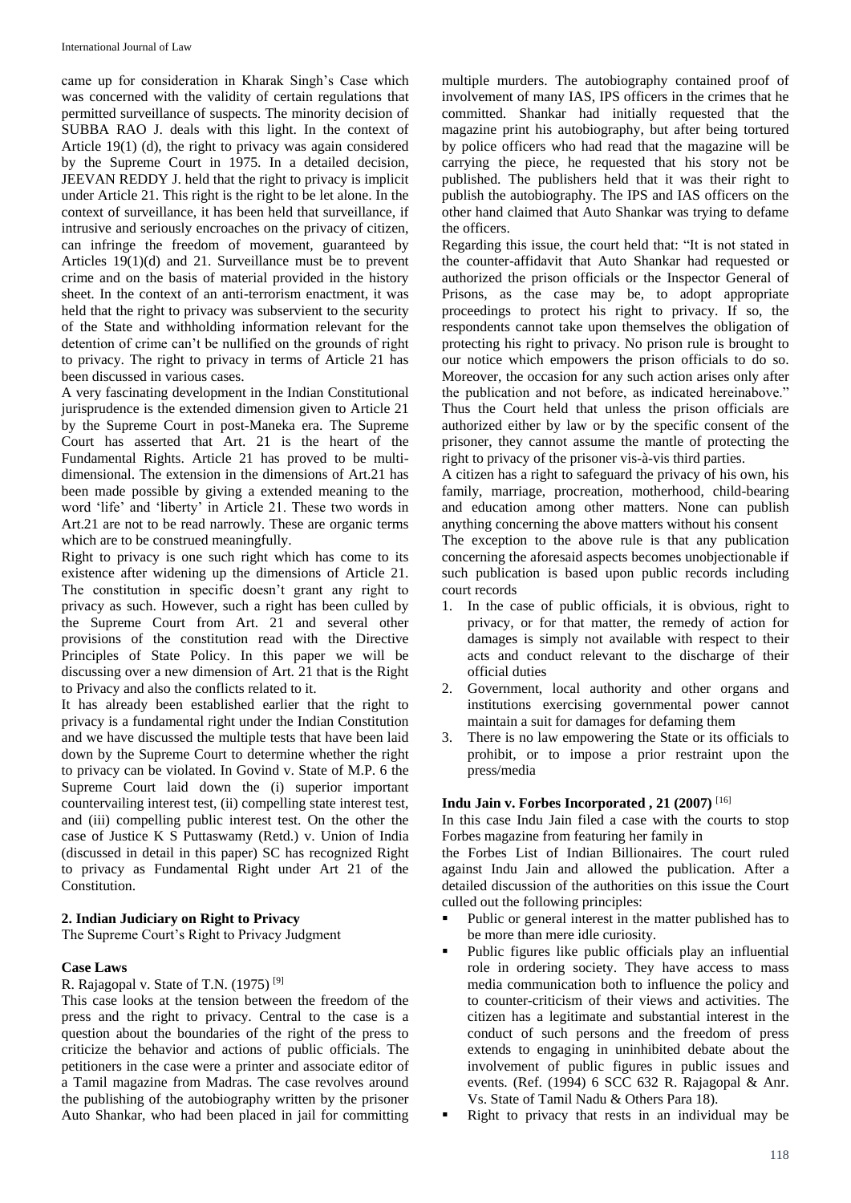came up for consideration in Kharak Singh's Case which was concerned with the validity of certain regulations that permitted surveillance of suspects. The minority decision of SUBBA RAO J. deals with this light. In the context of Article 19(1) (d), the right to privacy was again considered by the Supreme Court in 1975. In a detailed decision, JEEVAN REDDY J. held that the right to privacy is implicit under Article 21. This right is the right to be let alone. In the context of surveillance, it has been held that surveillance, if intrusive and seriously encroaches on the privacy of citizen, can infringe the freedom of movement, guaranteed by Articles 19(1)(d) and 21. Surveillance must be to prevent crime and on the basis of material provided in the history sheet. In the context of an anti-terrorism enactment, it was held that the right to privacy was subservient to the security of the State and withholding information relevant for the detention of crime can't be nullified on the grounds of right to privacy. The right to privacy in terms of Article 21 has been discussed in various cases.

A very fascinating development in the Indian Constitutional jurisprudence is the extended dimension given to Article 21 by the Supreme Court in post-Maneka era. The Supreme Court has asserted that Art. 21 is the heart of the Fundamental Rights. Article 21 has proved to be multi-dimensional. The extension in the dimensions of Art.21 has been made possible by giving a extended meaning to the word 'life' and 'liberty' in Article 21. These two words in Art.21 are not to be read narrowly. These are organic terms which are to be construed meaningfully.

Right to privacy is one such right which has come to its existence after widening up the dimensions of Article 21. The constitution in specific doesn't grant any right to privacy as such. However, such a right has been culled by the Supreme Court from Art. 21 and several other provisions of the constitution read with the Directive Principles of State Policy. In this paper we will be discussing over a new dimension of Art. 21 that is the Right to Privacy and also the conflicts related to it.

It has already been established earlier that the right to privacy is a fundamental right under the Indian Constitution and we have discussed the multiple tests that have been laid down by the Supreme Court to determine whether the right to privacy can be violated. In Govind v. State of M.P. 6 the Supreme Court laid down the (i) superior important countervailing interest test, (ii) compelling state interest test, and (iii) compelling public interest test. On the other the case of Justice K S Puttaswamy (Retd.) v. Union of India (discussed in detail in this paper) SC has recognized Right to privacy as Fundamental Right under Art 21 of the Constitution.

## 2. Indian Judiciary on Right to Privacy

The Supreme Court's Right to Privacy Judgment

### Case Laws

R. Rajagopal v. State of T.N. (1975) [9]

This case looks at the tension between the freedom of the press and the right to privacy. Central to the case is a question about the boundaries of the right of the press to criticize the behavior and actions of public officials. The petitioners in the case were a printer and associate editor of a Tamil magazine from Madras. The case revolves around the publishing of the autobiography written by the prisoner Auto Shankar, who had been placed in jail for committing multiple murders. The autobiography contained proof of involvement of many IAS, IPS officers in the crimes that he committed. Shankar had initially requested that the magazine print his autobiography, but after being tortured by police officers who had read that the magazine will be carrying the piece, he requested that his story not be published. The publishers held that it was their right to publish the autobiography. The IPS and IAS officers on the other hand claimed that Auto Shankar was trying to defame the officers.

Regarding this issue, the court held that: "It is not stated in the counter-affidavit that Auto Shankar had requested or authorized the prison officials or the Inspector General of Prisons, as the case may be, to adopt appropriate proceedings to protect his right to privacy. If so, the respondents cannot take upon themselves the obligation of protecting his right to privacy. No prison rule is brought to our notice which empowers the prison officials to do so. Moreover, the occasion for any such action arises only after the publication and not before, as indicated hereinabove." Thus the Court held that unless the prison officials are authorized either by law or by the specific consent of the prisoner, they cannot assume the mantle of protecting the right to privacy of the prisoner vis-à-vis third parties.

A citizen has a right to safeguard the privacy of his own, his family, marriage, procreation, motherhood, child-bearing and education among other matters. None can publish anything concerning the above matters without his consent

The exception to the above rule is that any publication concerning the aforesaid aspects becomes unobjectionable if such publication is based upon public records including court records

1. In the case of public officials, it is obvious, right to privacy, or for that matter, the remedy of action for damages is simply not available with respect to their acts and conduct relevant to the discharge of their official duties
2. Government, local authority and other organs and institutions exercising governmental power cannot maintain a suit for damages for defaming them
3. There is no law empowering the State or its officials to prohibit, or to impose a prior restraint upon the press/media

### Indu Jain v. Forbes Incorporated , 21 (2007) [16]

In this case Indu Jain filed a case with the courts to stop Forbes magazine from featuring her family in the Forbes List of Indian Billionaires. The court ruled against Indu Jain and allowed the publication. After a detailed discussion of the authorities on this issue the Court culled out the following principles:

- Public or general interest in the matter published has to be more than mere idle curiosity.
- Public figures like public officials play an influential role in ordering society. They have access to mass media communication both to influence the policy and to counter-criticism of their views and activities. The citizen has a legitimate and substantial interest in the conduct of such persons and the freedom of press extends to engaging in uninhibited debate about the involvement of public figures in public issues and events. (Ref. (1994) 6 SCC 632 R. Rajagopal & Anr. Vs. State of Tamil Nadu & Others Para 18).
- Right to privacy that rests in an individual may be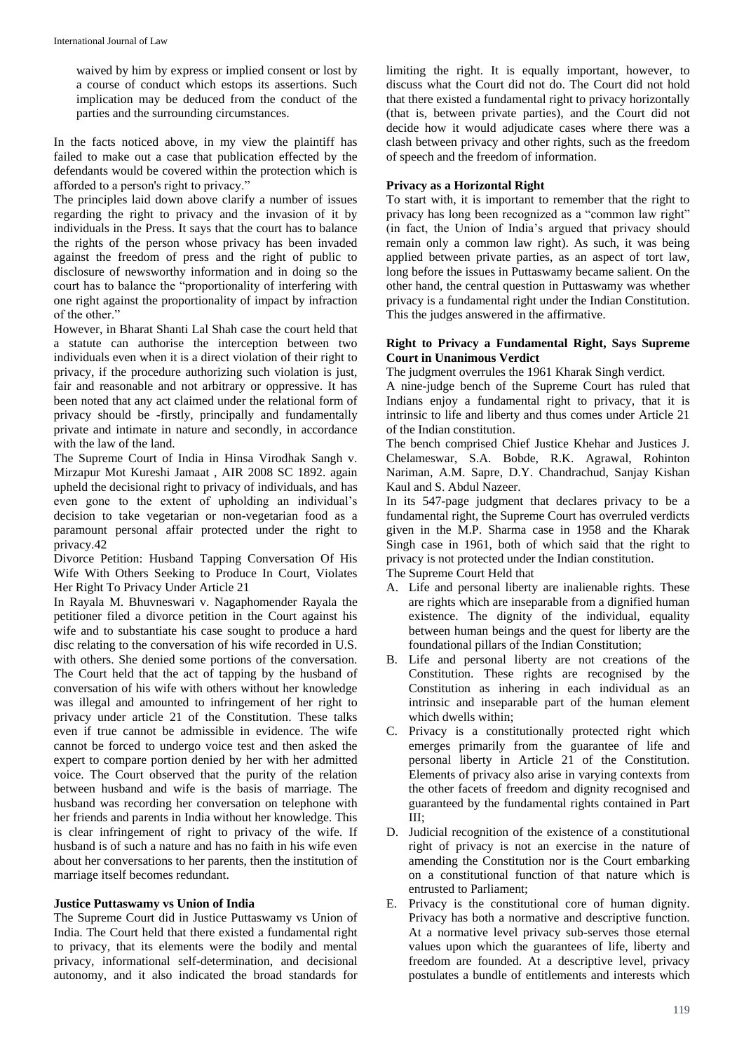waived by him by express or implied consent or lost by a course of conduct which estops its assertions. Such implication may be deduced from the conduct of the parties and the surrounding circumstances.

In the facts noticed above, in my view the plaintiff has failed to make out a case that publication effected by the defendants would be covered within the protection which is afforded to a person's right to privacy."

The principles laid down above clarify a number of issues regarding the right to privacy and the invasion of it by individuals in the Press. It says that the court has to balance the rights of the person whose privacy has been invaded against the freedom of press and the right of public to disclosure of newsworthy information and in doing so the court has to balance the "proportionality of interfering with one right against the proportionality of impact by infraction of the other."

However, in Bharat Shanti Lal Shah case the court held that a statute can authorise the interception between two individuals even when it is a direct violation of their right to privacy, if the procedure authorizing such violation is just, fair and reasonable and not arbitrary or oppressive. It has been noted that any act claimed under the relational form of privacy should be -firstly, principally and fundamentally private and intimate in nature and secondly, in accordance with the law of the land.

The Supreme Court of India in Hinsa Virodhak Sangh v. Mirzapur Mot Kureshi Jamaat , AIR 2008 SC 1892. again upheld the decisional right to privacy of individuals, and has even gone to the extent of upholding an individual's decision to take vegetarian or non-vegetarian food as a paramount personal affair protected under the right to privacy.42

Divorce Petition: Husband Tapping Conversation Of His Wife With Others Seeking to Produce In Court, Violates Her Right To Privacy Under Article 21

In Rayala M. Bhuvneswari v. Nagaphomender Rayala the petitioner filed a divorce petition in the Court against his wife and to substantiate his case sought to produce a hard disc relating to the conversation of his wife recorded in U.S. with others. She denied some portions of the conversation. The Court held that the act of tapping by the husband of conversation of his wife with others without her knowledge was illegal and amounted to infringement of her right to privacy under article 21 of the Constitution. These talks even if true cannot be admissible in evidence. The wife cannot be forced to undergo voice test and then asked the expert to compare portion denied by her with her admitted voice. The Court observed that the purity of the relation between husband and wife is the basis of marriage. The husband was recording her conversation on telephone with her friends and parents in India without her knowledge. This is clear infringement of right to privacy of the wife. If husband is of such a nature and has no faith in his wife even about her conversations to her parents, then the institution of marriage itself becomes redundant.

### Justice Puttaswamy vs Union of India

The Supreme Court did in Justice Puttaswamy vs Union of India. The Court held that there existed a fundamental right to privacy, that its elements were the bodily and mental privacy, informational self-determination, and decisional autonomy, and it also indicated the broad standards for limiting the right. It is equally important, however, to discuss what the Court did not do. The Court did not hold that there existed a fundamental right to privacy horizontally (that is, between private parties), and the Court did not decide how it would adjudicate cases where there was a clash between privacy and other rights, such as the freedom of speech and the freedom of information.

### Privacy as a Horizontal Right

To start with, it is important to remember that the right to privacy has long been recognized as a "common law right" (in fact, the Union of India's argued that privacy should remain only a common law right). As such, it was being applied between private parties, as an aspect of tort law, long before the issues in Puttaswamy became salient. On the other hand, the central question in Puttaswamy was whether privacy is a fundamental right under the Indian Constitution. This the judges answered in the affirmative.

### Right to Privacy a Fundamental Right, Says Supreme Court in Unanimous Verdict

The judgment overrules the 1961 Kharak Singh verdict.

A nine-judge bench of the Supreme Court has ruled that Indians enjoy a fundamental right to privacy, that it is intrinsic to life and liberty and thus comes under Article 21 of the Indian constitution.

The bench comprised Chief Justice Khehar and Justices J. Chelameswar, S.A. Bobde, R.K. Agrawal, Rohinton Nariman, A.M. Sapre, D.Y. Chandrachud, Sanjay Kishan Kaul and S. Abdul Nazeer.

In its 547-page judgment that declares privacy to be a fundamental right, the Supreme Court has overruled verdicts given in the M.P. Sharma case in 1958 and the Kharak Singh case in 1961, both of which said that the right to privacy is not protected under the Indian constitution.

The Supreme Court Held that

A. Life and personal liberty are inalienable rights. These are rights which are inseparable from a dignified human existence. The dignity of the individual, equality between human beings and the quest for liberty are the foundational pillars of the Indian Constitution;
B. Life and personal liberty are not creations of the Constitution. These rights are recognised by the Constitution as inhering in each individual as an intrinsic and inseparable part of the human element which dwells within;
C. Privacy is a constitutionally protected right which emerges primarily from the guarantee of life and personal liberty in Article 21 of the Constitution. Elements of privacy also arise in varying contexts from the other facets of freedom and dignity recognised and guaranteed by the fundamental rights contained in Part III;
D. Judicial recognition of the existence of a constitutional right of privacy is not an exercise in the nature of amending the Constitution nor is the Court embarking on a constitutional function of that nature which is entrusted to Parliament;
E. Privacy is the constitutional core of human dignity. Privacy has both a normative and descriptive function. At a normative level privacy sub-serves those eternal values upon which the guarantees of life, liberty and freedom are founded. At a descriptive level, privacy postulates a bundle of entitlements and interests which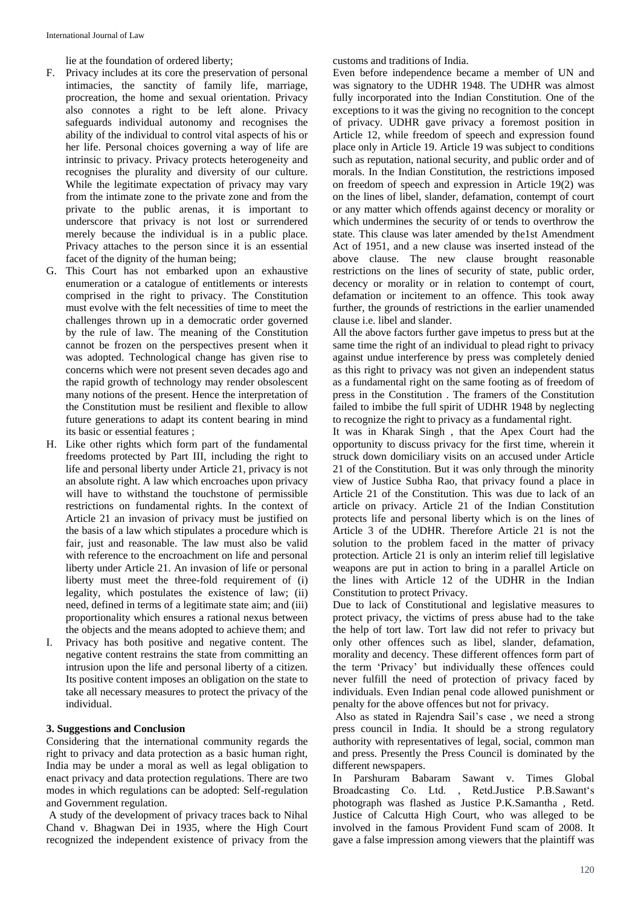lie at the foundation of ordered liberty;

F. Privacy includes at its core the preservation of personal intimacies, the sanctity of family life, marriage, procreation, the home and sexual orientation. Privacy also connotes a right to be left alone. Privacy safeguards individual autonomy and recognises the ability of the individual to control vital aspects of his or her life. Personal choices governing a way of life are intrinsic to privacy. Privacy protects heterogeneity and recognises the plurality and diversity of our culture. While the legitimate expectation of privacy may vary from the intimate zone to the private zone and from the private to the public arenas, it is important to underscore that privacy is not lost or surrendered merely because the individual is in a public place. Privacy attaches to the person since it is an essential facet of the dignity of the human being;
G. This Court has not embarked upon an exhaustive enumeration or a catalogue of entitlements or interests comprised in the right to privacy. The Constitution must evolve with the felt necessities of time to meet the challenges thrown up in a democratic order governed by the rule of law. The meaning of the Constitution cannot be frozen on the perspectives present when it was adopted. Technological change has given rise to concerns which were not present seven decades ago and the rapid growth of technology may render obsolescent many notions of the present. Hence the interpretation of the Constitution must be resilient and flexible to allow future generations to adapt its content bearing in mind its basic or essential features ;
H. Like other rights which form part of the fundamental freedoms protected by Part III, including the right to life and personal liberty under Article 21, privacy is not an absolute right. A law which encroaches upon privacy will have to withstand the touchstone of permissible restrictions on fundamental rights. In the context of Article 21 an invasion of privacy must be justified on the basis of a law which stipulates a procedure which is fair, just and reasonable. The law must also be valid with reference to the encroachment on life and personal liberty under Article 21. An invasion of life or personal liberty must meet the three-fold requirement of (i) legality, which postulates the existence of law; (ii) need, defined in terms of a legitimate state aim; and (iii) proportionality which ensures a rational nexus between the objects and the means adopted to achieve them; and
I. Privacy has both positive and negative content. The negative content restrains the state from committing an intrusion upon the life and personal liberty of a citizen. Its positive content imposes an obligation on the state to take all necessary measures to protect the privacy of the individual.

### 3. Suggestions and Conclusion

Considering that the international community regards the right to privacy and data protection as a basic human right, India may be under a moral as well as legal obligation to enact privacy and data protection regulations. There are two modes in which regulations can be adopted: Self-regulation and Government regulation.

A study of the development of privacy traces back to Nihal Chand v. Bhagwan Dei in 1935, where the High Court recognized the independent existence of privacy from the customs and traditions of India.

Even before independence became a member of UN and was signatory to the UDHR 1948. The UDHR was almost fully incorporated into the Indian Constitution. One of the exceptions to it was the giving no recognition to the concept of privacy. UDHR gave privacy a foremost position in Article 12, while freedom of speech and expression found place only in Article 19. Article 19 was subject to conditions such as reputation, national security, and public order and of morals. In the Indian Constitution, the restrictions imposed on freedom of speech and expression in Article 19(2) was on the lines of libel, slander, defamation, contempt of court or any matter which offends against decency or morality or which undermines the security of or tends to overthrow the state. This clause was later amended by the1st Amendment Act of 1951, and a new clause was inserted instead of the above clause. The new clause brought reasonable restrictions on the lines of security of state, public order, decency or morality or in relation to contempt of court, defamation or incitement to an offence. This took away further, the grounds of restrictions in the earlier unamended clause i.e. libel and slander.

All the above factors further gave impetus to press but at the same time the right of an individual to plead right to privacy against undue interference by press was completely denied as this right to privacy was not given an independent status as a fundamental right on the same footing as of freedom of press in the Constitution . The framers of the Constitution failed to imbibe the full spirit of UDHR 1948 by neglecting to recognize the right to privacy as a fundamental right.

It was in Kharak Singh , that the Apex Court had the opportunity to discuss privacy for the first time, wherein it struck down domiciliary visits on an accused under Article 21 of the Constitution. But it was only through the minority view of Justice Subha Rao, that privacy found a place in Article 21 of the Constitution. This was due to lack of an article on privacy. Article 21 of the Indian Constitution protects life and personal liberty which is on the lines of Article 3 of the UDHR. Therefore Article 21 is not the solution to the problem faced in the matter of privacy protection. Article 21 is only an interim relief till legislative weapons are put in action to bring in a parallel Article on the lines with Article 12 of the UDHR in the Indian Constitution to protect Privacy.

Due to lack of Constitutional and legislative measures to protect privacy, the victims of press abuse had to the take the help of tort law. Tort law did not refer to privacy but only other offences such as libel, slander, defamation, morality and decency. These different offences form part of the term 'Privacy' but individually these offences could never fulfill the need of protection of privacy faced by individuals. Even Indian penal code allowed punishment or penalty for the above offences but not for privacy.

Also as stated in Rajendra Sail's case , we need a strong press council in India. It should be a strong regulatory authority with representatives of legal, social, common man and press. Presently the Press Council is dominated by the different newspapers.

In Parshuram Babaram Sawant v. Times Global Broadcasting Co. Ltd. , Retd.Justice P.B.Sawant's photograph was flashed as Justice P.K.Samantha , Retd. Justice of Calcutta High Court, who was alleged to be involved in the famous Provident Fund scam of 2008. It gave a false impression among viewers that the plaintiff was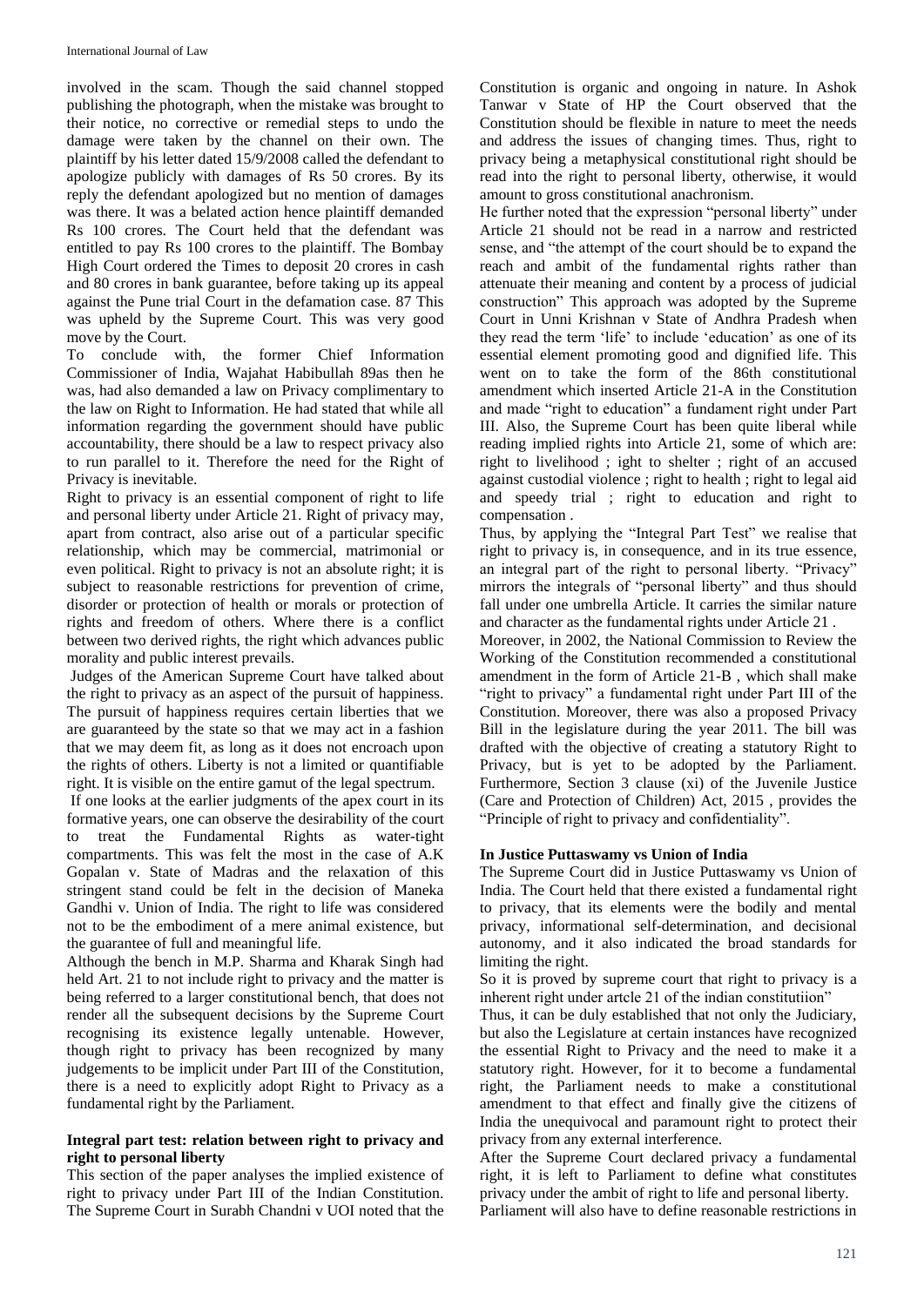involved in the scam. Though the said channel stopped publishing the photograph, when the mistake was brought to their notice, no corrective or remedial steps to undo the damage were taken by the channel on their own. The plaintiff by his letter dated 15/9/2008 called the defendant to apologize publicly with damages of Rs 50 crores. By its reply the defendant apologized but no mention of damages was there. It was a belated action hence plaintiff demanded Rs 100 crores. The Court held that the defendant was entitled to pay Rs 100 crores to the plaintiff. The Bombay High Court ordered the Times to deposit 20 crores in cash and 80 crores in bank guarantee, before taking up its appeal against the Pune trial Court in the defamation case. 87 This was upheld by the Supreme Court. This was very good move by the Court.

To conclude with, the former Chief Information Commissioner of India, Wajahat Habibullah 89as then he was, had also demanded a law on Privacy complimentary to the law on Right to Information. He had stated that while all information regarding the government should have public accountability, there should be a law to respect privacy also to run parallel to it. Therefore the need for the Right of Privacy is inevitable.

Right to privacy is an essential component of right to life and personal liberty under Article 21. Right of privacy may, apart from contract, also arise out of a particular specific relationship, which may be commercial, matrimonial or even political. Right to privacy is not an absolute right; it is subject to reasonable restrictions for prevention of crime, disorder or protection of health or morals or protection of rights and freedom of others. Where there is a conflict between two derived rights, the right which advances public morality and public interest prevails.

Judges of the American Supreme Court have talked about the right to privacy as an aspect of the pursuit of happiness. The pursuit of happiness requires certain liberties that we are guaranteed by the state so that we may act in a fashion that we may deem fit, as long as it does not encroach upon the rights of others. Liberty is not a limited or quantifiable right. It is visible on the entire gamut of the legal spectrum.

If one looks at the earlier judgments of the apex court in its formative years, one can observe the desirability of the court to treat the Fundamental Rights as water-tight compartments. This was felt the most in the case of A.K Gopalan v. State of Madras and the relaxation of this stringent stand could be felt in the decision of Maneka Gandhi v. Union of India. The right to life was considered not to be the embodiment of a mere animal existence, but the guarantee of full and meaningful life.

Although the bench in M.P. Sharma and Kharak Singh had held Art. 21 to not include right to privacy and the matter is being referred to a larger constitutional bench, that does not render all the subsequent decisions by the Supreme Court recognising its existence legally untenable. However, though right to privacy has been recognized by many judgements to be implicit under Part III of the Constitution, there is a need to explicitly adopt Right to Privacy as a fundamental right by the Parliament.

### Integral part test: relation between right to privacy and right to personal liberty

This section of the paper analyses the implied existence of right to privacy under Part III of the Indian Constitution. The Supreme Court in Surabh Chandni v UOI noted that the Constitution is organic and ongoing in nature. In Ashok Tanwar v State of HP the Court observed that the Constitution should be flexible in nature to meet the needs and address the issues of changing times. Thus, right to privacy being a metaphysical constitutional right should be read into the right to personal liberty, otherwise, it would amount to gross constitutional anachronism.

He further noted that the expression "personal liberty" under Article 21 should not be read in a narrow and restricted sense, and "the attempt of the court should be to expand the reach and ambit of the fundamental rights rather than attenuate their meaning and content by a process of judicial construction" This approach was adopted by the Supreme Court in Unni Krishnan v State of Andhra Pradesh when they read the term 'life' to include 'education' as one of its essential element promoting good and dignified life. This went on to take the form of the 86th constitutional amendment which inserted Article 21-A in the Constitution and made "right to education" a fundament right under Part III. Also, the Supreme Court has been quite liberal while reading implied rights into Article 21, some of which are: right to livelihood ; ight to shelter ; right of an accused against custodial violence ; right to health ; right to legal aid and speedy trial ; right to education and right to compensation .

Thus, by applying the "Integral Part Test" we realise that right to privacy is, in consequence, and in its true essence, an integral part of the right to personal liberty. "Privacy" mirrors the integrals of "personal liberty" and thus should fall under one umbrella Article. It carries the similar nature and character as the fundamental rights under Article 21 .

Moreover, in 2002, the National Commission to Review the Working of the Constitution recommended a constitutional amendment in the form of Article 21-B , which shall make "right to privacy" a fundamental right under Part III of the Constitution. Moreover, there was also a proposed Privacy Bill in the legislature during the year 2011. The bill was drafted with the objective of creating a statutory Right to Privacy, but is yet to be adopted by the Parliament. Furthermore, Section 3 clause (xi) of the Juvenile Justice (Care and Protection of Children) Act, 2015 , provides the "Principle of right to privacy and confidentiality".

### In Justice Puttaswamy vs Union of India

The Supreme Court did in Justice Puttaswamy vs Union of India. The Court held that there existed a fundamental right to privacy, that its elements were the bodily and mental privacy, informational self-determination, and decisional autonomy, and it also indicated the broad standards for limiting the right.

So it is proved by supreme court that right to privacy is a inherent right under artcle 21 of the indian constitutiion"

Thus, it can be duly established that not only the Judiciary, but also the Legislature at certain instances have recognized the essential Right to Privacy and the need to make it a statutory right. However, for it to become a fundamental right, the Parliament needs to make a constitutional amendment to that effect and finally give the citizens of India the unequivocal and paramount right to protect their privacy from any external interference.

After the Supreme Court declared privacy a fundamental right, it is left to Parliament to define what constitutes privacy under the ambit of right to life and personal liberty. Parliament will also have to define reasonable restrictions in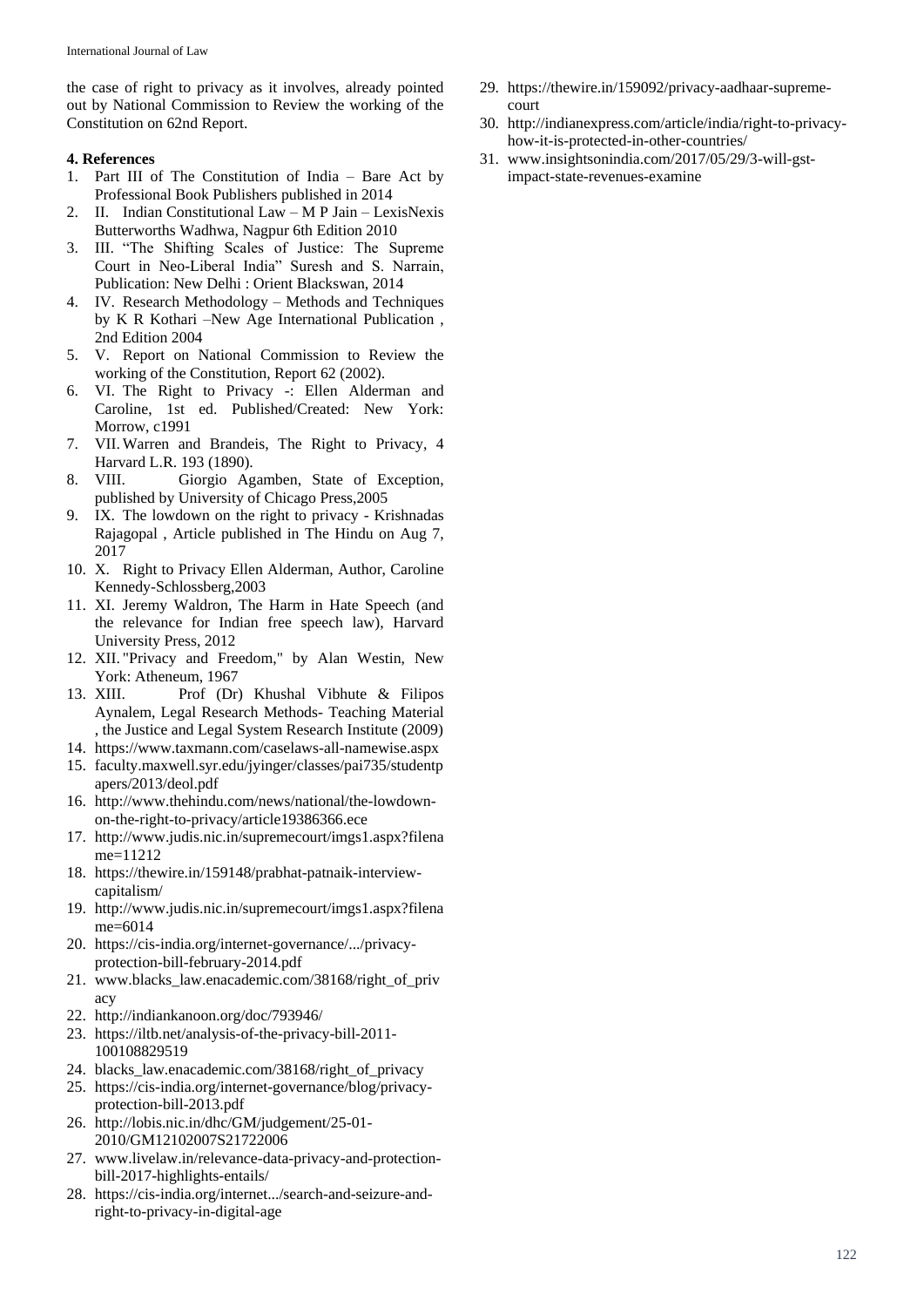the case of right to privacy as it involves, already pointed out by National Commission to Review the working of the Constitution on 62nd Report.

#### 4. References

1. Part III of The Constitution of India – Bare Act by Professional Book Publishers published in 2014
2. II. Indian Constitutional Law – M P Jain – LexisNexis Butterworths Wadhwa, Nagpur 6th Edition 2010
3. III. "The Shifting Scales of Justice: The Supreme Court in Neo-Liberal India" Suresh and S. Narrain, Publication: New Delhi : Orient Blackswan, 2014
4. IV. Research Methodology – Methods and Techniques by K R Kothari –New Age International Publication , 2nd Edition 2004
5. V. Report on National Commission to Review the working of the Constitution, Report 62 (2002).
6. VI. The Right to Privacy -: Ellen Alderman and Caroline, 1st ed. Published/Created: New York: Morrow, c1991
7. VII. Warren and Brandeis, The Right to Privacy, 4 Harvard L.R. 193 (1890).
8. VIII. Giorgio Agamben, State of Exception, published by University of Chicago Press,2005
9. IX. The lowdown on the right to privacy - Krishnadas Rajagopal , Article published in The Hindu on Aug 7, 2017
10. X. Right to Privacy Ellen Alderman, Author, Caroline Kennedy-Schlossberg,2003
11. XI. Jeremy Waldron, The Harm in Hate Speech (and the relevance for Indian free speech law), Harvard University Press, 2012
12. XII. "Privacy and Freedom," by Alan Westin, New York: Atheneum, 1967
13. XIII. Prof (Dr) Khushal Vibhute & Filipos Aynalem, Legal Research Methods- Teaching Material , the Justice and Legal System Research Institute (2009)
14. https://www.taxmann.com/caselaws-all-namewise.aspx
15. faculty.maxwell.syr.edu/jyinger/classes/pai735/studentpapers/2013/deol.pdf
16. http://www.thehindu.com/news/national/the-lowdown-on-the-right-to-privacy/article19386366.ece
17. http://www.judis.nic.in/supremecourt/imgs1.aspx?filename=11212
18. https://thewire.in/159148/prabhat-patnaik-interview-capitalism/
19. http://www.judis.nic.in/supremecourt/imgs1.aspx?filename=6014
20. https://cis-india.org/internet-governance/.../privacy-protection-bill-february-2014.pdf
21. www.blacks_law.enacademic.com/38168/right_of_privacy
22. http://indiankanoon.org/doc/793946/
23. https://iltb.net/analysis-of-the-privacy-bill-2011-100108829519
24. blacks_law.enacademic.com/38168/right_of_privacy
25. https://cis-india.org/internet-governance/blog/privacy-protection-bill-2013.pdf
26. http://lobis.nic.in/dhc/GM/judgement/25-01-2010/GM12102007S21722006
27. www.livelaw.in/relevance-data-privacy-and-protection-bill-2017-highlights-entails/
28. https://cis-india.org/internet.../search-and-seizure-and-right-to-privacy-in-digital-age
29. https://thewire.in/159092/privacy-aadhaar-supreme-court
30. http://indianexpress.com/article/india/right-to-privacy-how-it-is-protected-in-other-countries/
31. www.insightsonindia.com/2017/05/29/3-will-gst-impact-state-revenues-examine